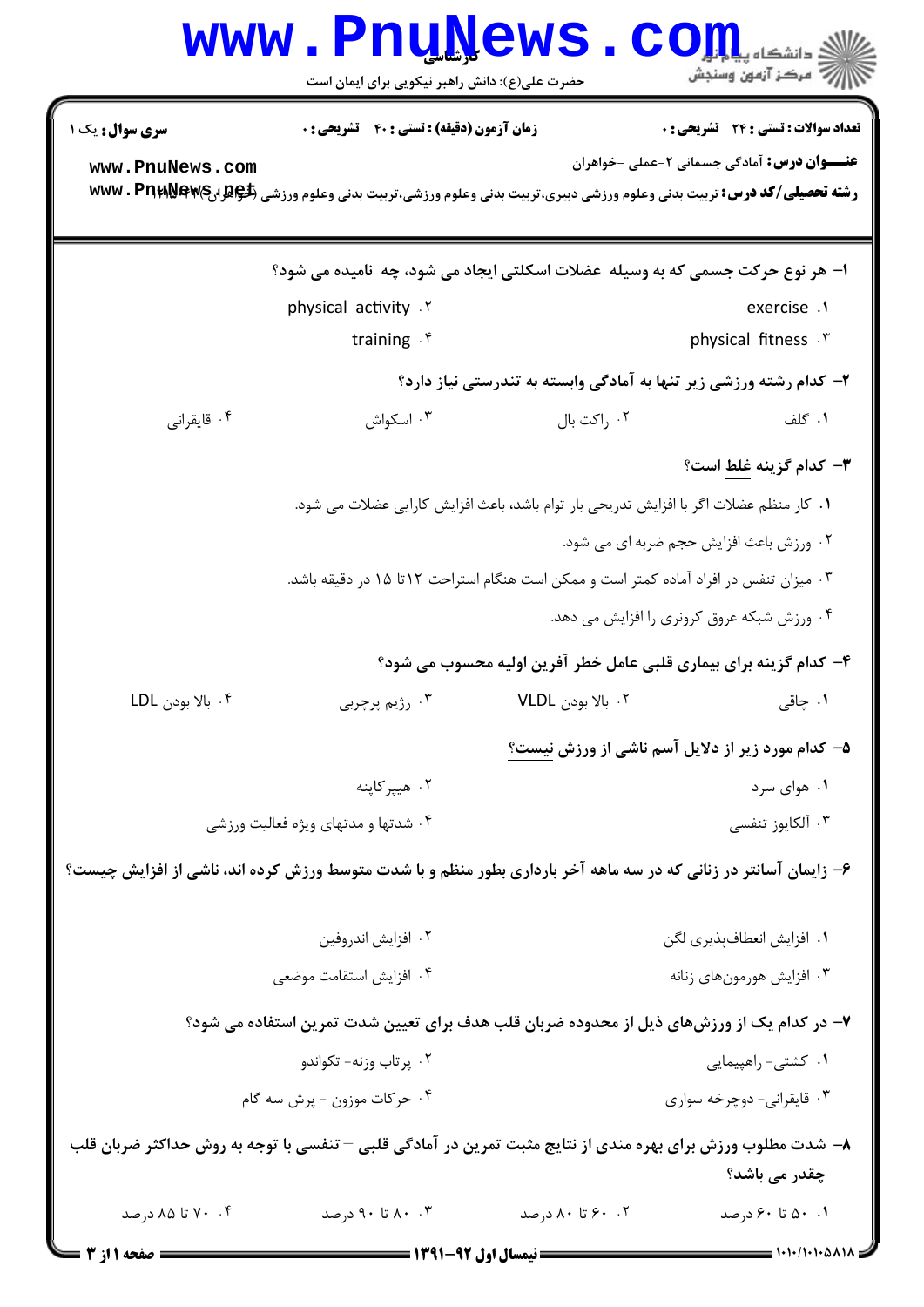**سری سوال:** یک ۱

**زمان آزمون (دقیقه) : تستی : ۴۰ تشریحی : ۰**

**تعداد سوالات : تستی : ۲۴ تشریحی : ۰**

**عنـــوان درس:** آمادگی جسمانی ۲-عملی -خواهران

**رشته تحصیلی/کد درس:** تربیت بدنی وعلوم ورزشی دبیری،تربیت بدنی وعلوم ورزشی،تربیت بدنی وعلوم ورزشی (خواهران) ۱۲۱۵۰۹۷

۱- هر نوع حرکت جسمی که به وسیله عضلات اسکلتی ایجاد می شود، چه نامیده می شود؟

۱. exercise
۲. physical activity
۳. physical fitness
۴. training

۲- کدام رشته ورزشی زیر تنها به آمادگی وابسته به تندرستی نیاز دارد؟

۱. گلف
۲. راکت بال
۳. اسکواش
۴. قایقرانی

۳- کدام گزینه غلط است؟

۱. کار منظم عضلات اگر با افزایش تدریجی بار توام باشد، باعث افزایش کارایی عضلات می شود.
۲. ورزش باعث افزایش حجم ضربه ای می شود.
۳. میزان تنفس در افراد آماده کمتر است و ممکن است هنگام استراحت ۱۲تا ۱۵ در دقیقه باشد.
۴. ورزش شبکه عروق کرونری را افزایش می دهد.

۴- کدام گزینه برای بیماری قلبی عامل خطر آفرین اولیه محسوب می شود؟

۱. چاقی
۲. بالا بودن VLDL
۳. رژیم پرچربی
۴. بالا بودن LDL

۵- کدام مورد زیر از دلایل آسم ناشی از ورزش نیست؟

۱. هوای سرد
۲. هیپرکاپنه
۳. آلکایوز تنفسی
۴. شدتها و مدتهای ویژه فعالیت ورزشی

۶- زایمان آسانتر در زنانی که در سه ماهه آخر بارداری بطور منظم و با شدت متوسط ورزش کرده اند، ناشی از افزایش چیست؟

۱. افزایش انعطاف‌پذیری لگن
۲. افزایش اندروفین
۳. افزایش هورمون‌های زنانه
۴. افزایش استقامت موضعی

۷- در کدام یک از ورزش‌های ذیل از محدوده ضربان قلب هدف برای تعیین شدت تمرین استفاده می شود؟

۱. کشتی- راهپیمایی
۲. پرتاب وزنه- تکواندو
۳. قایقرانی- دوچرخه سواری
۴. حرکات موزون - پرش سه گام

۸- شدت مطلوب ورزش برای بهره مندی از نتایج مثبت تمرین در آمادگی قلبی – تنفسی با توجه به روش حداکثر ضربان قلب چقدر می باشد؟

۱. ۵۰ تا ۶۰ درصد
۲. ۶۰ تا ۸۰ درصد
۳. ۸۰ تا ۹۰ درصد
۴. ۷۰ تا ۸۵ درصد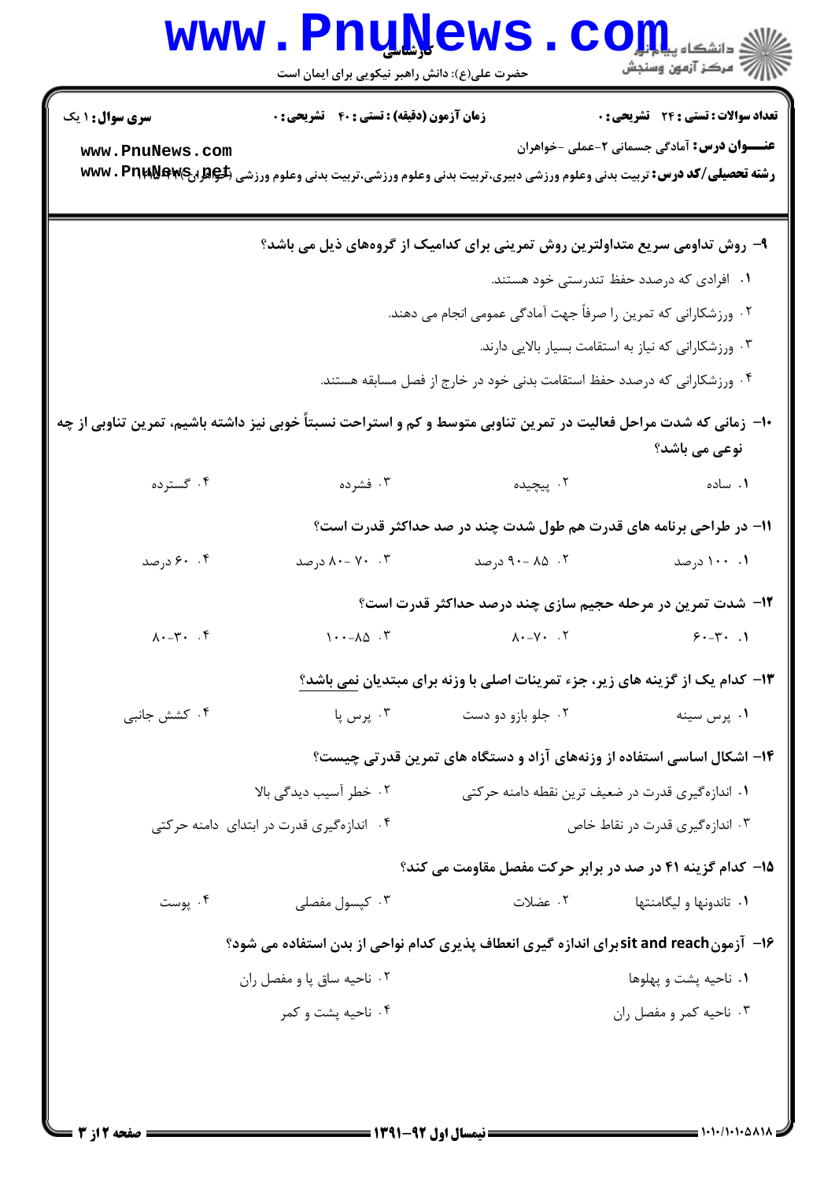**سری سوال:** ۱ یک

**زمان آزمون (دقیقه) : تستی :** ۴۰ **تشریحی :** ۰

**تعداد سوالات : تستی :** ۲۴ **تشریحی :** ۰

**عنـــوان درس:** آمادگی جسمانی ۲-عملی -خواهران

**رشته تحصیلی/کد درس:** تربیت بدنی وعلوم ورزشی دبیری،تربیت بدنی وعلوم ورزشی،تربیت بدنی وعلوم ورزشی (خواهران) ۱۲۱۵۰۸۴

۹- روش تداومی سریع متداولترین روش تمرینی برای کدامیک از گروه‌های ذیل می باشد؟

۱. افرادی که درصدد حفظ تندرستی خود هستند.

۲. ورزشکارانی که تمرین را صرفاً جهت آمادگی عمومی انجام می دهند.

۳. ورزشکارانی که نیاز به استقامت بسیار بالایی دارند.

۴. ورزشکارانی که درصدد حفظ استقامت بدنی خود در خارج از فصل مسابقه هستند.

۱۰- زمانی که شدت مراحل فعالیت در تمرین تناوبی متوسط و کم و استراحت نسبتاً خوبی نیز داشته باشیم، تمرین تناوبی از چه نوعی می باشد؟

۱. ساده ۲. پیچیده ۳. فشرده ۴. گسترده

۱۱- در طراحی برنامه های قدرت هم طول شدت چند در صد حداکثر قدرت است؟

۱. ۱۰۰ درصد ۲. ۸۵ -۹۰ درصد ۳. ۷۰ -۸۰ درصد ۴. ۶۰ درصد

۱۲- شدت تمرین در مرحله حجیم سازی چند درصد حداکثر قدرت است؟

۱. ۳۰-۶۰ ۲. ۷۰-۸۰ ۳. ۸۵-۱۰۰ ۴. ۳۰-۸۰

۱۳- کدام یک از گزینه های زیر، جزء تمرینات اصلی با وزنه برای مبتدیان نمی باشد؟

۱. پرس سینه ۲. جلو بازو دو دست ۳. پرس پا ۴. کشش جانبی

۱۴- اشکال اساسی استفاده از وزنه‌های آزاد و دستگاه های تمرین قدرتی چیست؟

۱. اندازه‌گیری قدرت در ضعیف ترین نقطه دامنه حرکتی

۲. خطر آسیب دیدگی بالا

۳. اندازه‌گیری قدرت در نقاط خاص

۴. اندازه‌گیری قدرت در ابتدای دامنه حرکتی

۱۵- کدام گزینه ۴۱ در صد در برابر حرکت مفصل مقاومت می کند؟

۱. تاندونها و لیگامنتها ۲. عضلات ۳. کپسول مفصلی ۴. پوست

۱۶- آزمون sit and reach برای اندازه گیری انعطاف پذیری کدام نواحی از بدن استفاده می شود؟

۱. ناحیه پشت و پهلوها

۲. ناحیه ساق پا و مفصل ران

۳. ناحیه کمر و مفصل ران

۴. ناحیه پشت و کمر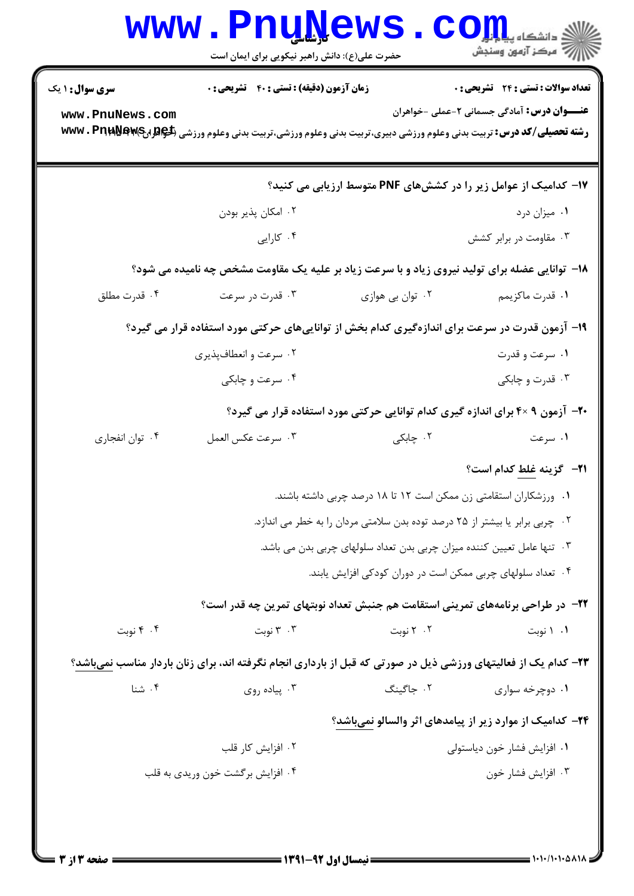۱۷– کدامیک از عوامل زیر را در کشش‌های PNF متوسط ارزیابی می کنید؟

۱. میزان درد
۲. امکان پذیر بودن
۳. مقاومت در برابر کشش
۴. کارایی

۱۸– توانایی عضله برای تولید نیروی زیاد و با سرعت زیاد بر علیه یک مقاومت مشخص چه نامیده می شود؟

۱. قدرت ماکزیمم
۲. توان بی هوازی
۳. قدرت در سرعت
۴. قدرت مطلق

۱۹– آزمون قدرت در سرعت برای اندازه‌گیری کدام بخش از توانایی‌های حرکتی مورد استفاده قرار می گیرد؟

۱. سرعت و قدرت
۲. سرعت و انعطاف‌پذیری
۳. قدرت و چابکی
۴. سرعت و چابکی

۲۰– آزمون ۹ ×۴ برای اندازه گیری کدام توانایی حرکتی مورد استفاده قرار می گیرد؟

۱. سرعت
۲. چابکی
۳. سرعت عکس العمل
۴. توان انفجاری

۲۱– گزینه غلط کدام است؟

۱. ورزشکاران استقامتی زن ممکن است ۱۲ تا ۱۸ درصد چربی داشته باشند.
۲. چربی برابر یا بیشتر از ۲۵ درصد توده بدن سلامتی مردان را به خطر می اندازد.
۳. تنها عامل تعیین کننده میزان چربی بدن تعداد سلولهای چربی بدن می باشد.
۴. تعداد سلولهای چربی ممکن است در دوران کودکی افزایش یابند.

۲۲– در طراحی برنامه‌های تمرینی استقامت هم جنبش تعداد نوبتهای تمرین چه قدر است؟

۱. ۱ نوبت
۲. ۲ نوبت
۳. ۳ نوبت
۴. ۴ نوبت

۲۳– کدام یک از فعالیتهای ورزشی ذیل در صورتی که قبل از بارداری انجام نگرفته اند، برای زنان باردار مناسب نمی‌باشد؟

۱. دوچرخه سواری
۲. جاگینگ
۳. پیاده روی
۴. شنا

۲۴– کدامیک از موارد زیر از پیامدهای اثر والسالو نمی‌باشد؟

۱. افزایش فشار خون دیاستولی
۲. افزایش کار قلب
۳. افزایش فشار خون
۴. افزایش برگشت خون وریدی به قلب